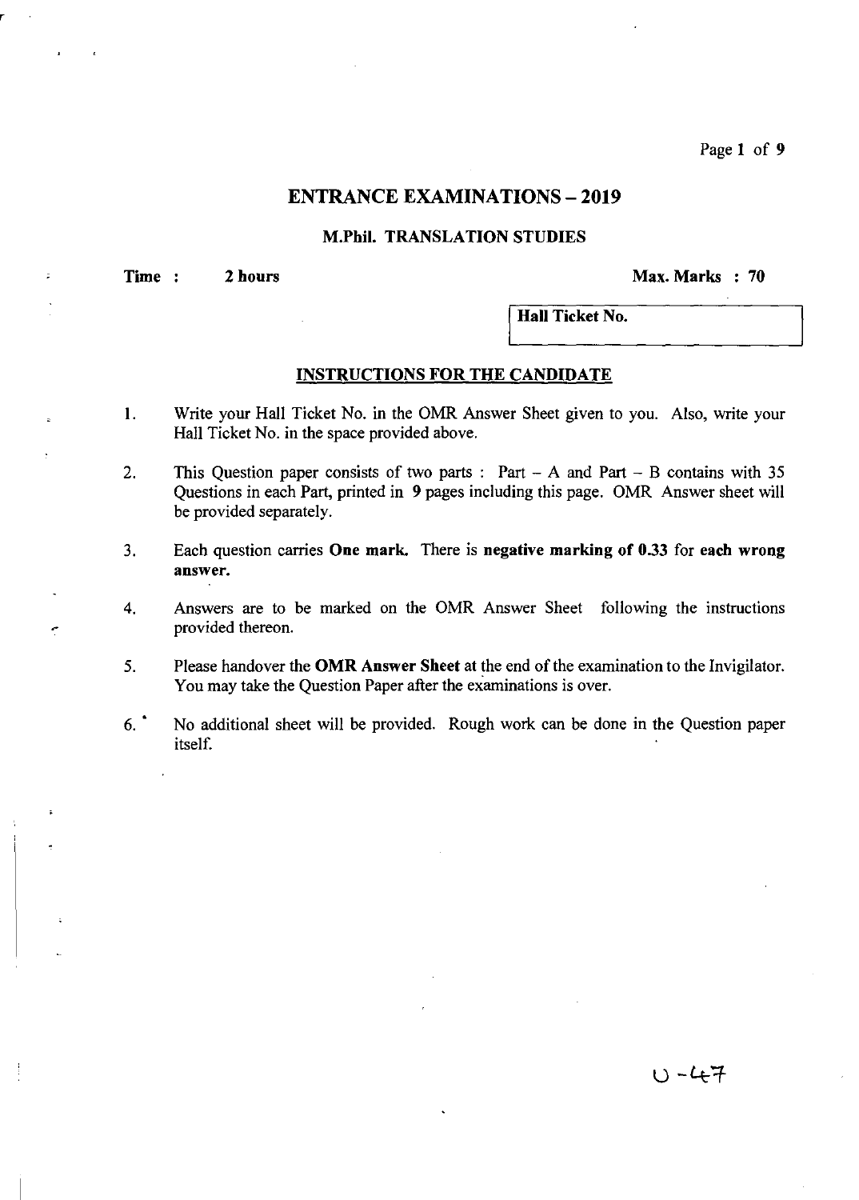# ENTRANCE EXAMINATIONS – 2019

## M.Phil. TRANSLATION STUDIES

**Time : 2 hours** **Max. Marks : 70**

| **Hall Ticket No.** |
|---|

### INSTRUCTIONS FOR THE CANDIDATE

1. Write your Hall Ticket No. in the OMR Answer Sheet given to you. Also, write your Hall Ticket No. in the space provided above.
2. This Question paper consists of two parts : Part – A and Part – B contains with 35 Questions in each Part, printed in **9** pages including this page. OMR Answer sheet will be provided separately.
3. Each question carries **One mark.** There is **negative marking of 0.33** for **each wrong answer.**
4. Answers are to be marked on the OMR Answer Sheet following the instructions provided thereon.
5. Please handover the **OMR Answer Sheet** at the end of the examination to the Invigilator. You may take the Question Paper after the examinations is over.
6. No additional sheet will be provided. Rough work can be done in the Question paper itself.

U-47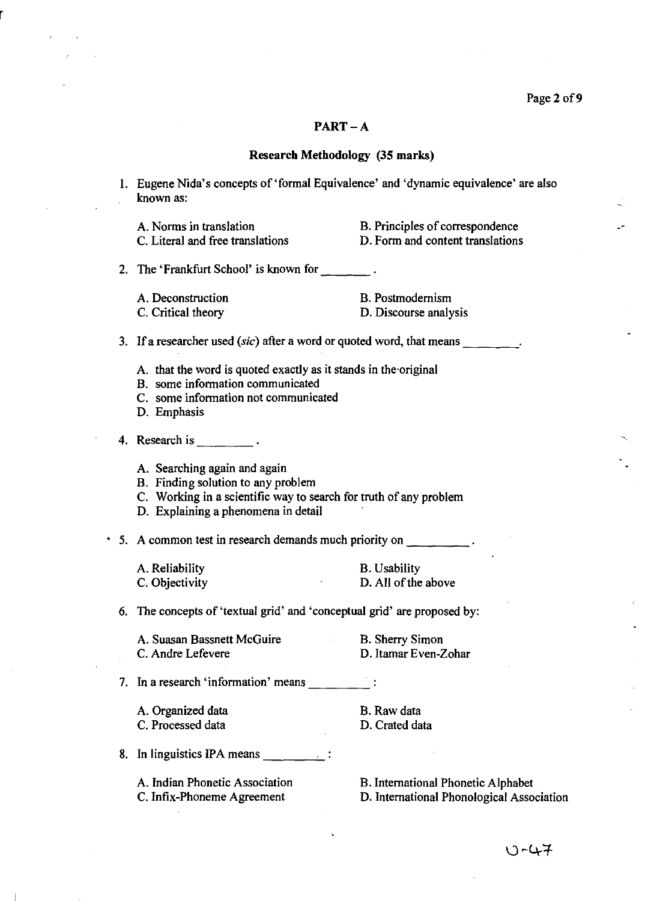## PART – A

### Research Methodology (35 marks)

1. Eugene Nida's concepts of 'formal Equivalence' and 'dynamic equivalence' are also known as:

   A. Norms in translation
   B. Principles of correspondence
   C. Literal and free translations
   D. Form and content translations

2. The 'Frankfurt School' is known for ________.

   A. Deconstruction
   B. Postmodernism
   C. Critical theory
   D. Discourse analysis

3. If a researcher used (*sic*) after a word or quoted word, that means ________.

   A. that the word is quoted exactly as it stands in the original
   B. some information communicated
   C. some information not communicated
   D. Emphasis

4. Research is ________.

   A. Searching again and again
   B. Finding solution to any problem
   C. Working in a scientific way to search for truth of any problem
   D. Explaining a phenomena in detail

5. A common test in research demands much priority on ________.

   A. Reliability
   B. Usability
   C. Objectivity
   D. All of the above

6. The concepts of 'textual grid' and 'conceptual grid' are proposed by:

   A. Suasan Bassnett McGuire
   B. Sherry Simon
   C. Andre Lefevere
   D. Itamar Even-Zohar

7. In a research 'information' means ________:

   A. Organized data
   B. Raw data
   C. Processed data
   D. Crated data

8. In linguistics IPA means ________:

   A. Indian Phonetic Association
   B. International Phonetic Alphabet
   C. Infix-Phoneme Agreement
   D. International Phonological Association

U-47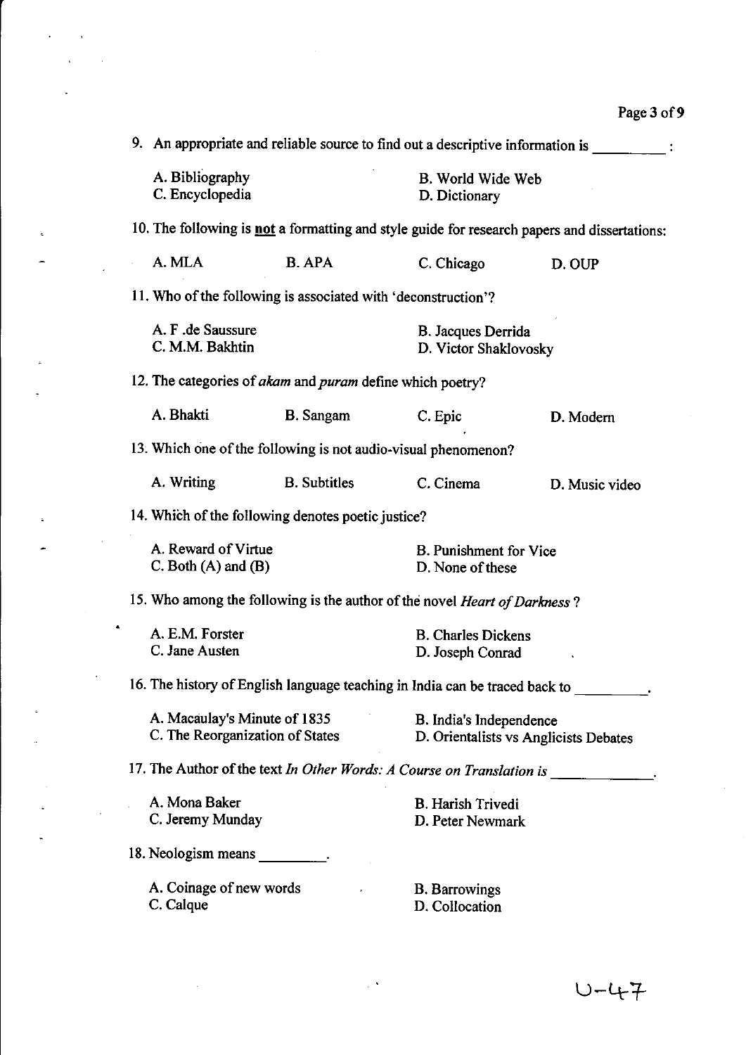9. An appropriate and reliable source to find out a descriptive information is ________ :

A. Bibliography
B. World Wide Web
C. Encyclopedia
D. Dictionary

10. The following is **not** a formatting and style guide for research papers and dissertations:

A. MLA
B. APA
C. Chicago
D. OUP

11. Who of the following is associated with 'deconstruction'?

A. F .de Saussure
B. Jacques Derrida
C. M.M. Bakhtin
D. Victor Shaklovosky

12. The categories of *akam* and *puram* define which poetry?

A. Bhakti
B. Sangam
C. Epic
D. Modern

13. Which one of the following is not audio-visual phenomenon?

A. Writing
B. Subtitles
C. Cinema
D. Music video

14. Which of the following denotes poetic justice?

A. Reward of Virtue
B. Punishment for Vice
C. Both (A) and (B)
D. None of these

15. Who among the following is the author of the novel *Heart of Darkness* ?

A. E.M. Forster
B. Charles Dickens
C. Jane Austen
D. Joseph Conrad

16. The history of English language teaching in India can be traced back to ________.

A. Macaulay's Minute of 1835
B. India's Independence
C. The Reorganization of States
D. Orientalists vs Anglicists Debates

17. The Author of the text *In Other Words: A Course on Translation is* ____________.

A. Mona Baker
B. Harish Trivedi
C. Jeremy Munday
D. Peter Newmark

18. Neologism means ________.

A. Coinage of new words
B. Barrowings
C. Calque
D. Collocation

U-47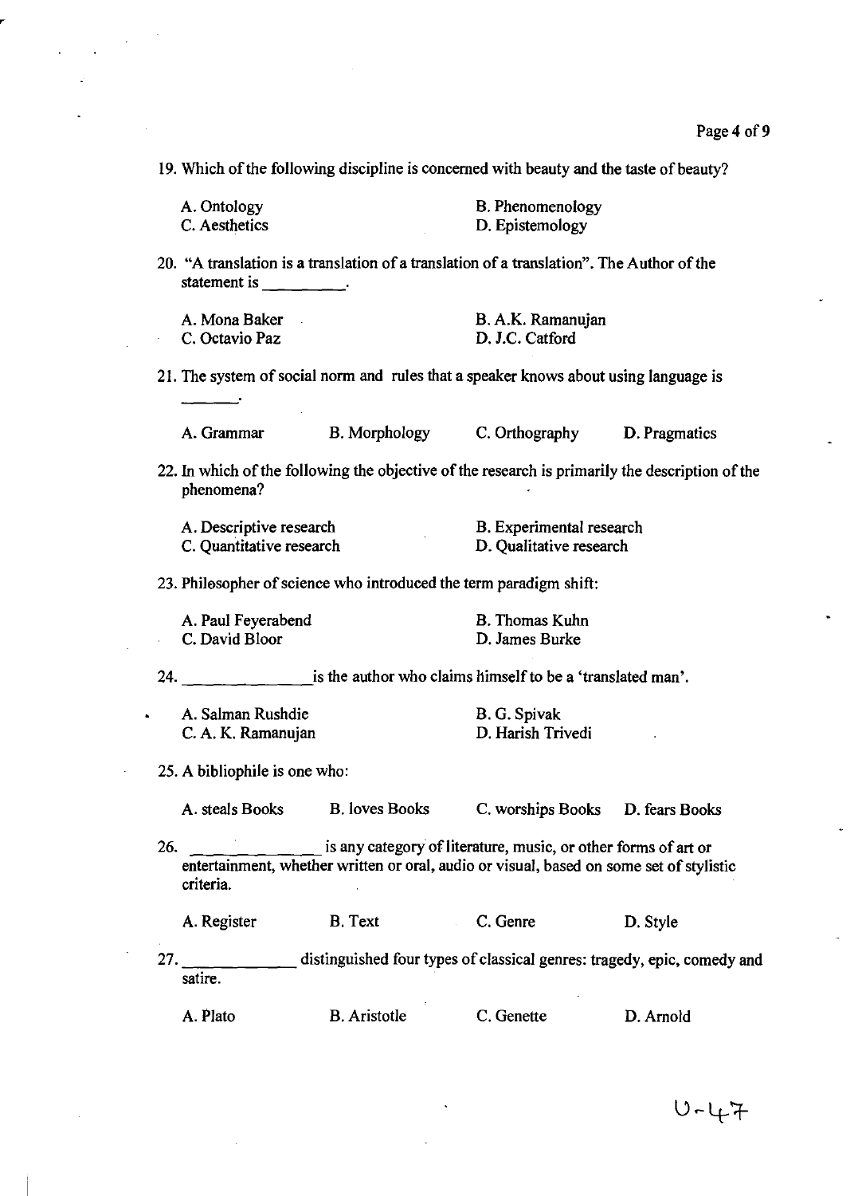19. Which of the following discipline is concerned with beauty and the taste of beauty?

A. Ontology
B. Phenomenology
C. Aesthetics
D. Epistemology

20. "A translation is a translation of a translation of a translation". The Author of the statement is _________.

A. Mona Baker
B. A.K. Ramanujan
C. Octavio Paz
D. J.C. Catford

21. The system of social norm and rules that a speaker knows about using language is _______.

A. Grammar
B. Morphology
C. Orthography
D. Pragmatics

22. In which of the following the objective of the research is primarily the description of the phenomena?

A. Descriptive research
B. Experimental research
C. Quantitative research
D. Qualitative research

23. Philosopher of science who introduced the term paradigm shift:

A. Paul Feyerabend
B. Thomas Kuhn
C. David Bloor
D. James Burke

24. _______________ is the author who claims himself to be a 'translated man'.

A. Salman Rushdie
B. G. Spivak
C. A. K. Ramanujan
D. Harish Trivedi

25. A bibliophile is one who:

A. steals Books
B. loves Books
C. worships Books
D. fears Books

26. _______________ is any category of literature, music, or other forms of art or entertainment, whether written or oral, audio or visual, based on some set of stylistic criteria.

A. Register
B. Text
C. Genre
D. Style

27. _____________ distinguished four types of classical genres: tragedy, epic, comedy and satire.

A. Plato
B. Aristotle
C. Genette
D. Arnold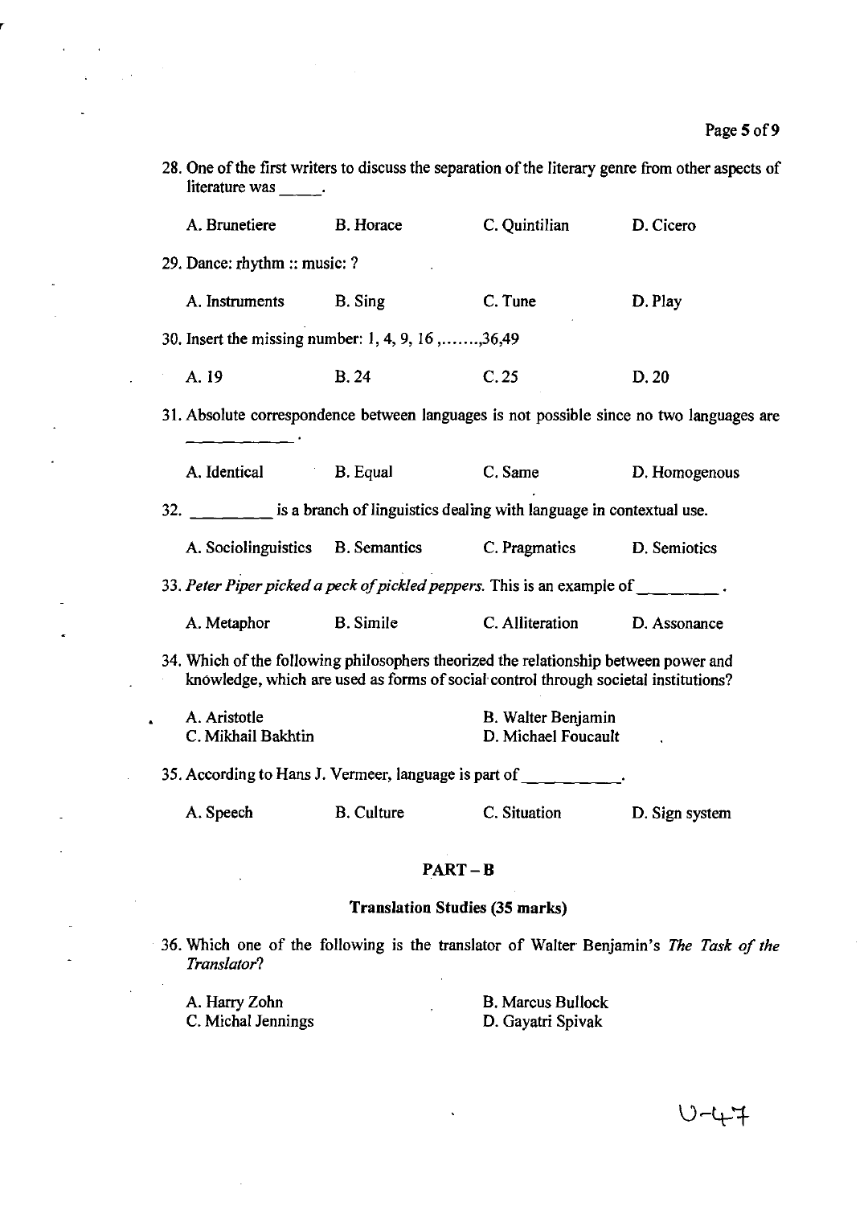28. One of the first writers to discuss the separation of the literary genre from other aspects of literature was _____.

A. Brunetiere    B. Horace    C. Quintilian    D. Cicero

29. Dance: rhythm :: music: ?

A. Instruments    B. Sing    C. Tune    D. Play

30. Insert the missing number: 1, 4, 9, 16 ,.......,36,49

A. 19    B. 24    C. 25    D. 20

31. Absolute correspondence between languages is not possible since no two languages are __________.

A. Identical    B. Equal    C. Same    D. Homogenous

32. _________ is a branch of linguistics dealing with language in contextual use.

A. Sociolinguistics    B. Semantics    C. Pragmatics    D. Semiotics

33. *Peter Piper picked a peck of pickled peppers.* This is an example of _________.

A. Metaphor    B. Simile    C. Alliteration    D. Assonance

34. Which of the following philosophers theorized the relationship between power and knowledge, which are used as forms of social control through societal institutions?

A. Aristotle    B. Walter Benjamin
C. Mikhail Bakhtin    D. Michael Foucault

35. According to Hans J. Vermeer, language is part of __________.

A. Speech    B. Culture    C. Situation    D. Sign system

## PART – B

### Translation Studies (35 marks)

36. Which one of the following is the translator of Walter Benjamin's *The Task of the Translator*?

A. Harry Zohn    B. Marcus Bullock
C. Michal Jennings    D. Gayatri Spivak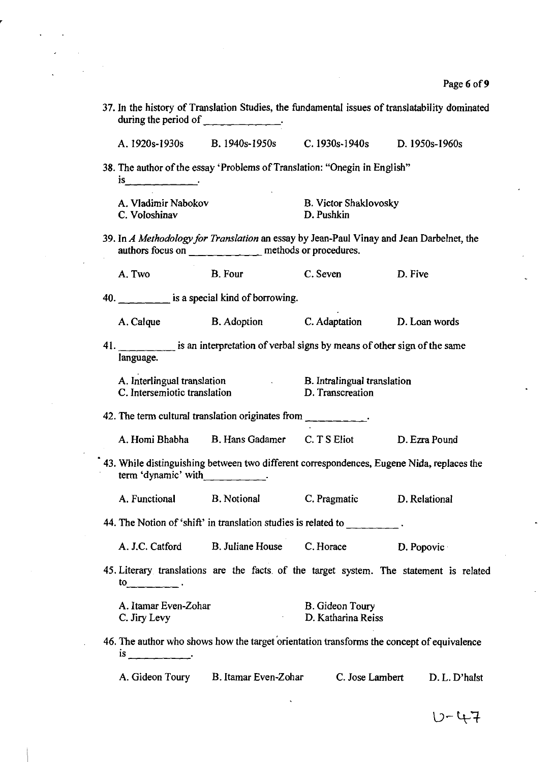37. In the history of Translation Studies, the fundamental issues of translatability dominated during the period of ____________.

A. 1920s-1930s B. 1940s-1950s C. 1930s-1940s D. 1950s-1960s

38. The author of the essay 'Problems of Translation: "Onegin in English" is____________.

A. Vladimir Nabokov
B. Victor Shaklovosky
C. Voloshinav
D. Pushkin

39. In *A Methodology for Translation* an essay by Jean-Paul Vinay and Jean Darbelnet, the authors focus on ____________ methods or procedures.

A. Two B. Four C. Seven D. Five

40. _________ is a special kind of borrowing.

A. Calque B. Adoption C. Adaptation D. Loan words

41. _________ is an interpretation of verbal signs by means of other sign of the same language.

A. Interlingual translation
B. Intralingual translation
C. Intersemiotic translation
D. Transcreation

42. The term cultural translation originates from __________.

A. Homi Bhabha B. Hans Gadamer C. T S Eliot D. Ezra Pound

43. While distinguishing between two different correspondences, Eugene Nida, replaces the term 'dynamic' with__________.

A. Functional B. Notional C. Pragmatic D. Relational

44. The Notion of 'shift' in translation studies is related to _________.

A. J.C. Catford B. Juliane House C. Horace D. Popovic

45. Literary translations are the facts of the target system. The statement is related to_________.

A. Itamar Even-Zohar
B. Gideon Toury
C. Jiry Levy
D. Katharina Reiss

46. The author who shows how the target orientation transforms the concept of equivalence is __________.

A. Gideon Toury B. Itamar Even-Zohar C. Jose Lambert D. L. D'halst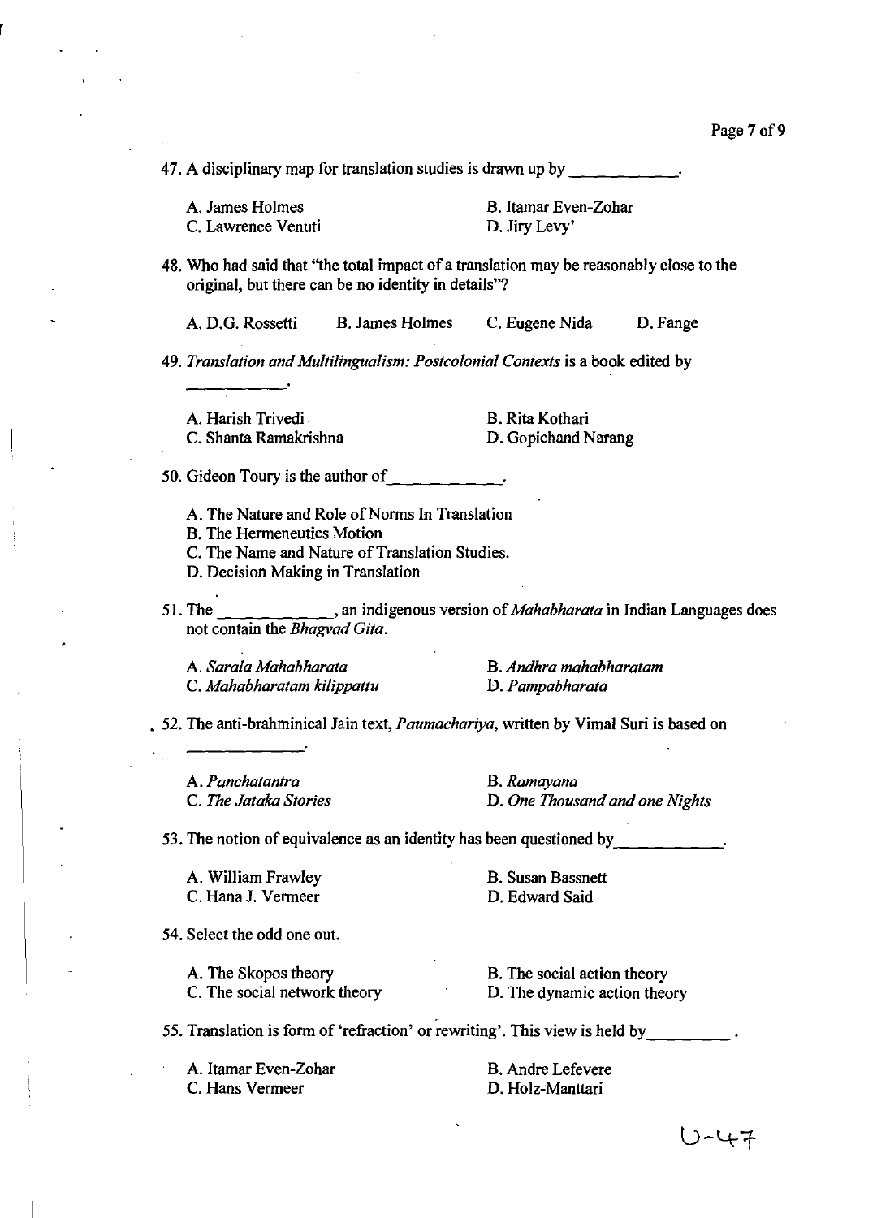47. A disciplinary map for translation studies is drawn up by ___________.

A. James Holmes
B. Itamar Even-Zohar
C. Lawrence Venuti
D. Jiry Levy'

48. Who had said that "the total impact of a translation may be reasonably close to the original, but there can be no identity in details"?

A. D.G. Rossetti
B. James Holmes
C. Eugene Nida
D. Fange

49. *Translation and Multilingualism: Postcolonial Contexts* is a book edited by ___________.

A. Harish Trivedi
B. Rita Kothari
C. Shanta Ramakrishna
D. Gopichand Narang

50. Gideon Toury is the author of___________.

A. The Nature and Role of Norms In Translation
B. The Hermeneutics Motion
C. The Name and Nature of Translation Studies.
D. Decision Making in Translation

51. The ___________, an indigenous version of *Mahabharata* in Indian Languages does not contain the *Bhagvad Gita*.

A. *Sarala Mahabharata*
B. *Andhra mahabharatam*
C. *Mahabharatam kilippattu*
D. *Pampabharata*

52. The anti-brahminical Jain text, *Paumachariya*, written by Vimal Suri is based on ___________.

A. *Panchatantra*
B. *Ramayana*
C. *The Jataka Stories*
D. *One Thousand and one Nights*

53. The notion of equivalence as an identity has been questioned by___________.

A. William Frawley
B. Susan Bassnett
C. Hana J. Vermeer
D. Edward Said

54. Select the odd one out.

A. The Skopos theory
B. The social action theory
C. The social network theory
D. The dynamic action theory

55. Translation is form of 'refraction' or rewriting'. This view is held by_________.

A. Itamar Even-Zohar
B. Andre Lefevere
C. Hans Vermeer
D. Holz-Manttari

U-47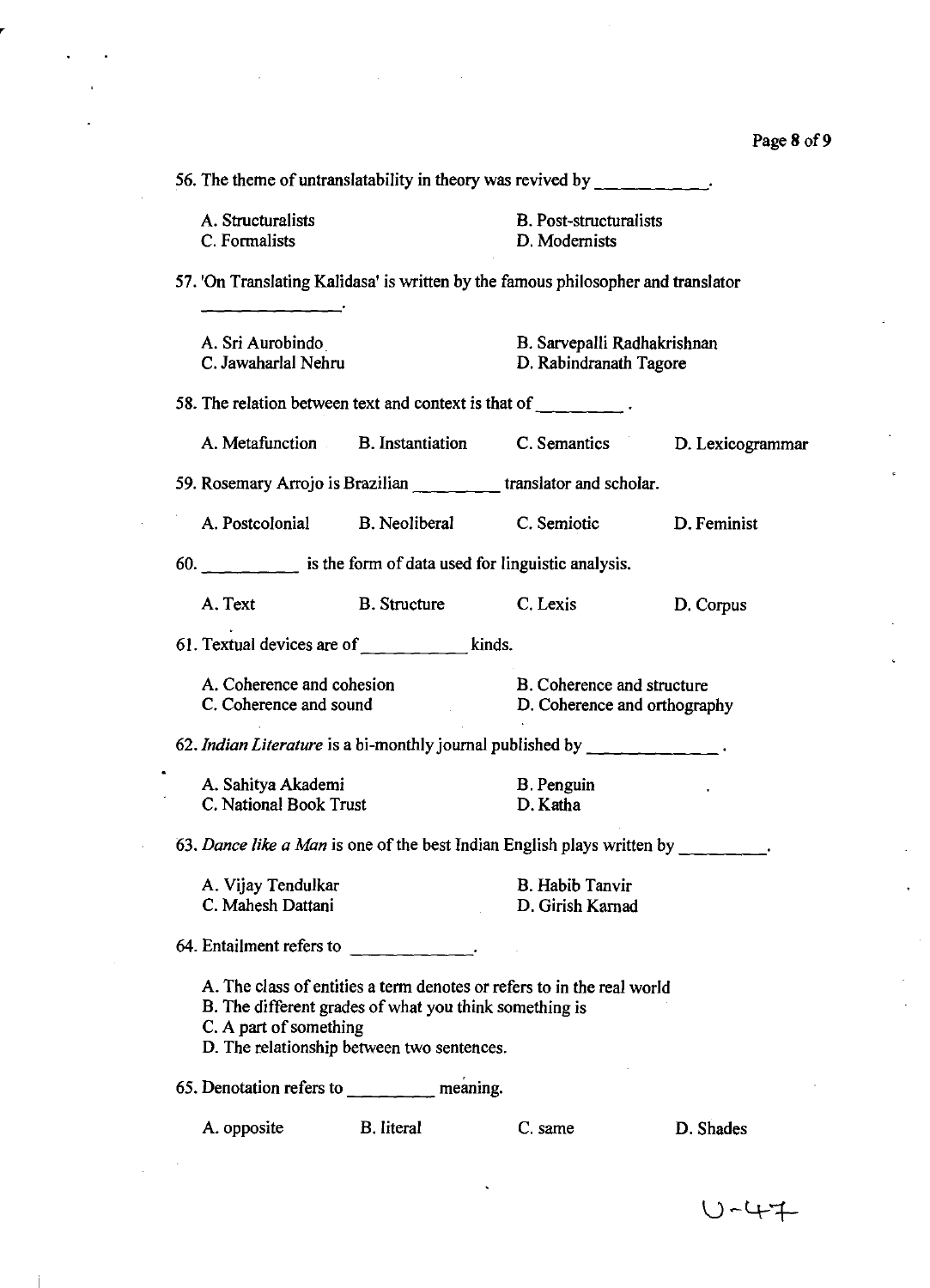56. The theme of untranslatability in theory was revived by ___________.

A. Structuralists
B. Post-structuralists
C. Formalists
D. Modernists

57. 'On Translating Kalidasa' is written by the famous philosopher and translator ______________.

A. Sri Aurobindo
B. Sarvepalli Radhakrishnan
C. Jawaharlal Nehru
D. Rabindranath Tagore

58. The relation between text and context is that of _________.

A. Metafunction
B. Instantiation
C. Semantics
D. Lexicogrammar

59. Rosemary Arrojo is Brazilian _________ translator and scholar.

A. Postcolonial
B. Neoliberal
C. Semiotic
D. Feminist

60. __________ is the form of data used for linguistic analysis.

A. Text
B. Structure
C. Lexis
D. Corpus

61. Textual devices are of ___________ kinds.

A. Coherence and cohesion
B. Coherence and structure
C. Coherence and sound
D. Coherence and orthography

62. *Indian Literature* is a bi-monthly journal published by _____________.

A. Sahitya Akademi
B. Penguin
C. National Book Trust
D. Katha

63. *Dance like a Man* is one of the best Indian English plays written by _________.

A. Vijay Tendulkar
B. Habib Tanvir
C. Mahesh Dattani
D. Girish Karnad

64. Entailment refers to _____________.

A. The class of entities a term denotes or refers to in the real world
B. The different grades of what you think something is
C. A part of something
D. The relationship between two sentences.

65. Denotation refers to _________ meaning.

A. opposite
B. literal
C. same
D. Shades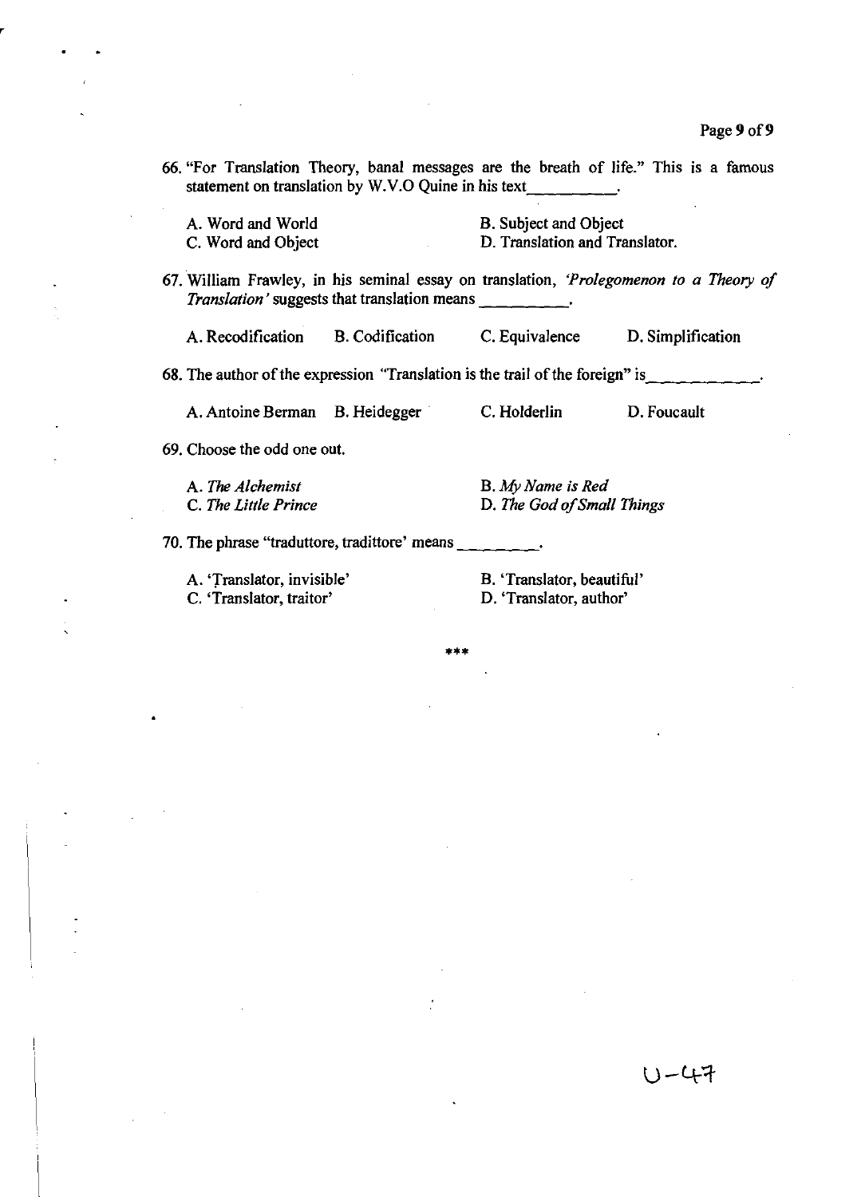66. "For Translation Theory, banal messages are the breath of life." This is a famous statement on translation by W.V.O Quine in his text__________.

A. Word and World
B. Subject and Object
C. Word and Object
D. Translation and Translator.

67. William Frawley, in his seminal essay on translation, *'Prolegomenon to a Theory of Translation'* suggests that translation means __________.

A. Recodification
B. Codification
C. Equivalence
D. Simplification

68. The author of the expression "Translation is the trail of the foreign" is___________.

A. Antoine Berman
B. Heidegger
C. Holderlin
D. Foucault

69. Choose the odd one out.

A. *The Alchemist*
B. *My Name is Red*
C. *The Little Prince*
D. *The God of Small Things*

70. The phrase "traduttore, tradittore' means ________.

A. 'Translator, invisible'
B. 'Translator, beautiful'
C. 'Translator, traitor'
D. 'Translator, author'

***

U-47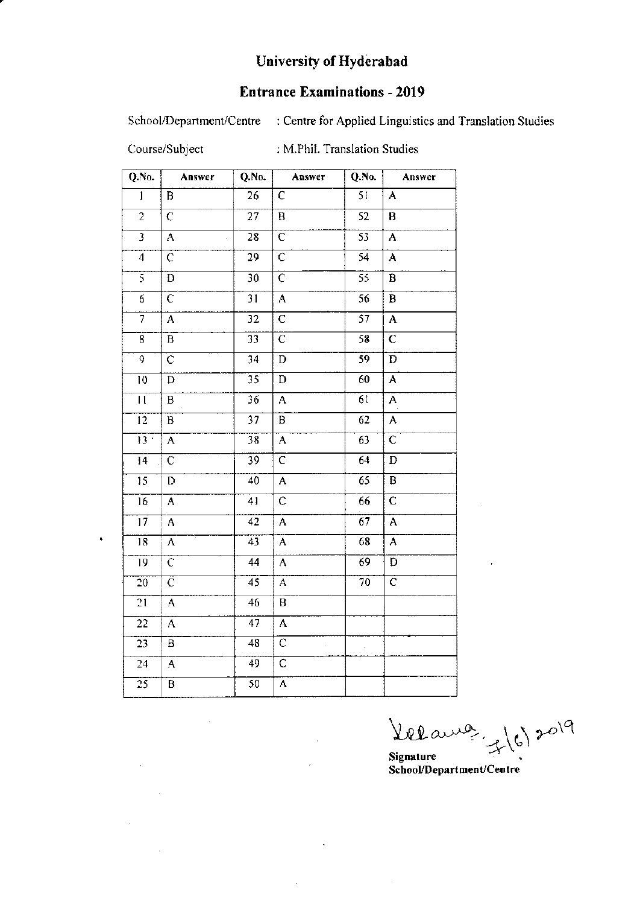# University of Hyderabad

## Entrance Examinations - 2019

School/Department/Centre : Centre for Applied Linguistics and Translation Studies

Course/Subject : M.Phil. Translation Studies

| Q.No. | Answer | Q.No. | Answer | Q.No. | Answer |
|---|---|---|---|---|---|
| 1 | B | 26 | C | 51 | A |
| 2 | C | 27 | B | 52 | B |
| 3 | A | 28 | C | 53 | A |
| 4 | C | 29 | C | 54 | A |
| 5 | D | 30 | C | 55 | B |
| 6 | C | 31 | A | 56 | B |
| 7 | A | 32 | C | 57 | A |
| 8 | B | 33 | C | 58 | C |
| 9 | C | 34 | D | 59 | D |
| 10 | D | 35 | D | 60 | A |
| 11 | B | 36 | A | 61 | A |
| 12 | B | 37 | B | 62 | A |
| 13 | A | 38 | A | 63 | C |
| 14 | C | 39 | C | 64 | D |
| 15 | D | 40 | A | 65 | B |
| 16 | A | 41 | C | 66 | C |
| 17 | A | 42 | A | 67 | A |
| 18 | A | 43 | A | 68 | A |
| 19 | C | 44 | A | 69 | D |
| 20 | C | 45 | A | 70 | C |
| 21 | A | 46 | B | | |
| 22 | A | 47 | A | | |
| 23 | B | 48 | C | | |
| 24 | A | 49 | C | | |
| 25 | B | 50 | A | | |

Veeana 7/6/2019

**Signature**
**School/Department/Centre**